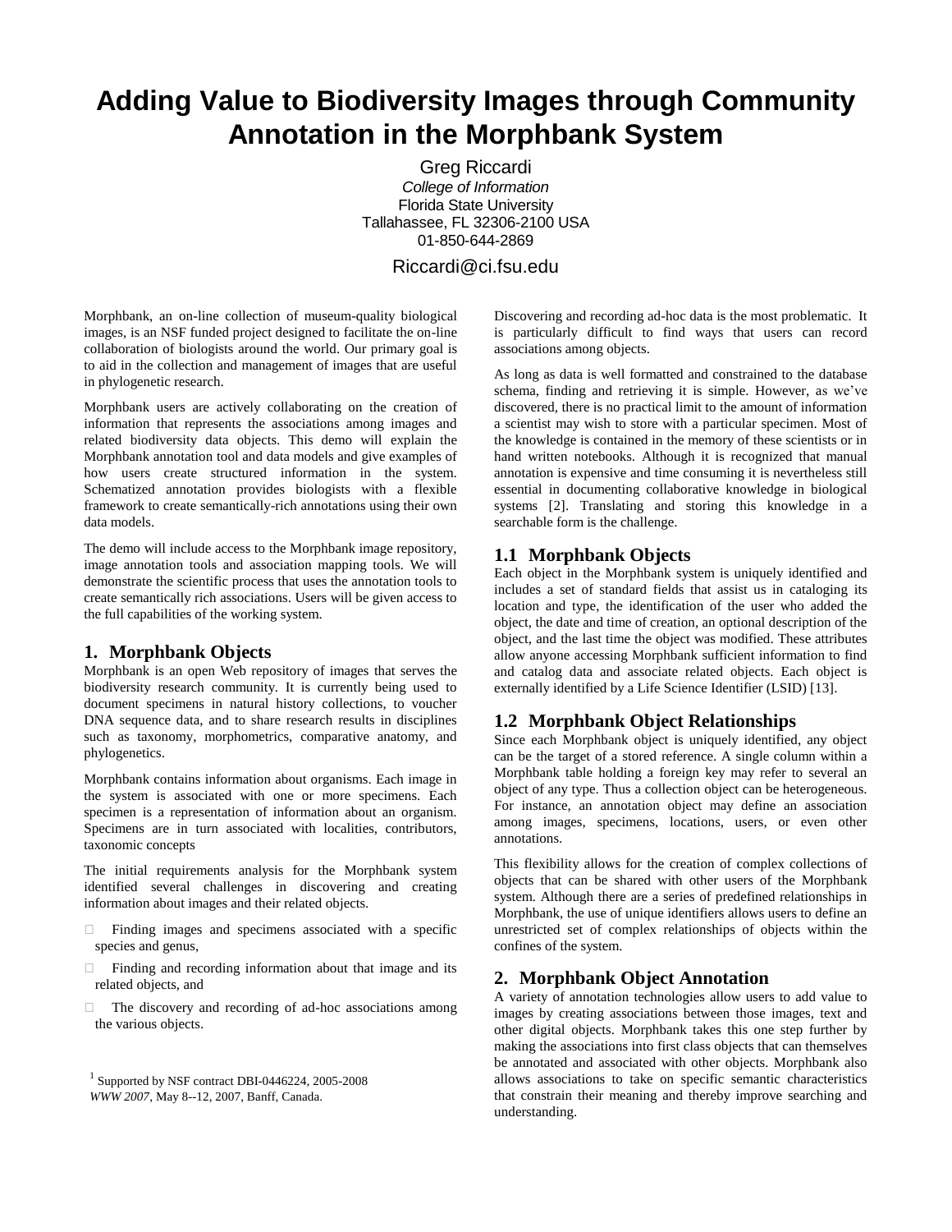# Adding Value to Biodiversity Images through Community Annotation in the Morphbank System

Greg Riccardi
*College of Information*
Florida State University
Tallahassee, FL 32306-2100 USA
01-850-644-2869

Riccardi@ci.fsu.edu

Morphbank, an on-line collection of museum-quality biological images, is an NSF funded project designed to facilitate the on-line collaboration of biologists around the world. Our primary goal is to aid in the collection and management of images that are useful in phylogenetic research.

Morphbank users are actively collaborating on the creation of information that represents the associations among images and related biodiversity data objects. This demo will explain the Morphbank annotation tool and data models and give examples of how users create structured information in the system. Schematized annotation provides biologists with a flexible framework to create semantically-rich annotations using their own data models.

The demo will include access to the Morphbank image repository, image annotation tools and association mapping tools. We will demonstrate the scientific process that uses the annotation tools to create semantically rich associations. Users will be given access to the full capabilities of the working system.

## 1. Morphbank Objects

Morphbank is an open Web repository of images that serves the biodiversity research community. It is currently being used to document specimens in natural history collections, to voucher DNA sequence data, and to share research results in disciplines such as taxonomy, morphometrics, comparative anatomy, and phylogenetics.

Morphbank contains information about organisms. Each image in the system is associated with one or more specimens. Each specimen is a representation of information about an organism. Specimens are in turn associated with localities, contributors, taxonomic concepts

The initial requirements analysis for the Morphbank system identified several challenges in discovering and creating information about images and their related objects.

- Finding images and specimens associated with a specific species and genus,
- Finding and recording information about that image and its related objects, and
- The discovery and recording of ad-hoc associations among the various objects.

[1] Supported by NSF contract DBI-0446224, 2005-2008
*WWW 2007*, May 8--12, 2007, Banff, Canada.

Discovering and recording ad-hoc data is the most problematic. It is particularly difficult to find ways that users can record associations among objects.

As long as data is well formatted and constrained to the database schema, finding and retrieving it is simple. However, as we've discovered, there is no practical limit to the amount of information a scientist may wish to store with a particular specimen. Most of the knowledge is contained in the memory of these scientists or in hand written notebooks. Although it is recognized that manual annotation is expensive and time consuming it is nevertheless still essential in documenting collaborative knowledge in biological systems [2]. Translating and storing this knowledge in a searchable form is the challenge.

### 1.1 Morphbank Objects

Each object in the Morphbank system is uniquely identified and includes a set of standard fields that assist us in cataloging its location and type, the identification of the user who added the object, the date and time of creation, an optional description of the object, and the last time the object was modified. These attributes allow anyone accessing Morphbank sufficient information to find and catalog data and associate related objects. Each object is externally identified by a Life Science Identifier (LSID) [13].

### 1.2 Morphbank Object Relationships

Since each Morphbank object is uniquely identified, any object can be the target of a stored reference. A single column within a Morphbank table holding a foreign key may refer to several an object of any type. Thus a collection object can be heterogeneous. For instance, an annotation object may define an association among images, specimens, locations, users, or even other annotations.

This flexibility allows for the creation of complex collections of objects that can be shared with other users of the Morphbank system. Although there are a series of predefined relationships in Morphbank, the use of unique identifiers allows users to define an unrestricted set of complex relationships of objects within the confines of the system.

## 2. Morphbank Object Annotation

A variety of annotation technologies allow users to add value to images by creating associations between those images, text and other digital objects. Morphbank takes this one step further by making the associations into first class objects that can themselves be annotated and associated with other objects. Morphbank also allows associations to take on specific semantic characteristics that constrain their meaning and thereby improve searching and understanding.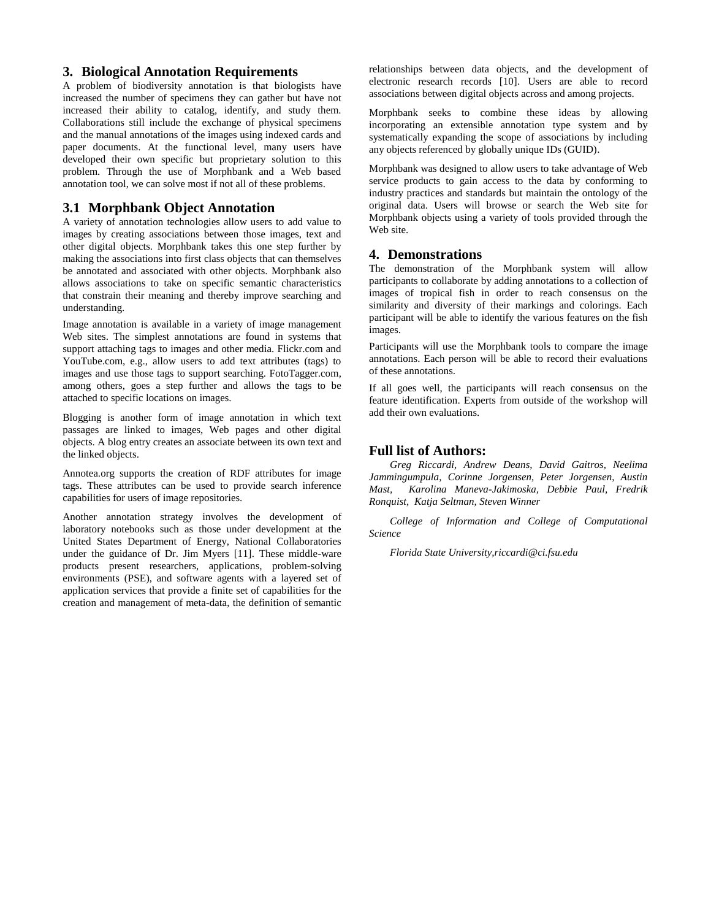## 3. Biological Annotation Requirements

A problem of biodiversity annotation is that biologists have increased the number of specimens they can gather but have not increased their ability to catalog, identify, and study them. Collaborations still include the exchange of physical specimens and the manual annotations of the images using indexed cards and paper documents. At the functional level, many users have developed their own specific but proprietary solution to this problem. Through the use of Morphbank and a Web based annotation tool, we can solve most if not all of these problems.

### 3.1 Morphbank Object Annotation

A variety of annotation technologies allow users to add value to images by creating associations between those images, text and other digital objects. Morphbank takes this one step further by making the associations into first class objects that can themselves be annotated and associated with other objects. Morphbank also allows associations to take on specific semantic characteristics that constrain their meaning and thereby improve searching and understanding.

Image annotation is available in a variety of image management Web sites. The simplest annotations are found in systems that support attaching tags to images and other media. Flickr.com and YouTube.com, e.g., allow users to add text attributes (tags) to images and use those tags to support searching. FotoTagger.com, among others, goes a step further and allows the tags to be attached to specific locations on images.

Blogging is another form of image annotation in which text passages are linked to images, Web pages and other digital objects. A blog entry creates an associate between its own text and the linked objects.

Annotea.org supports the creation of RDF attributes for image tags. These attributes can be used to provide search inference capabilities for users of image repositories.

Another annotation strategy involves the development of laboratory notebooks such as those under development at the United States Department of Energy, National Collaboratories under the guidance of Dr. Jim Myers [11]. These middle-ware products present researchers, applications, problem-solving environments (PSE), and software agents with a layered set of application services that provide a finite set of capabilities for the creation and management of meta-data, the definition of semantic relationships between data objects, and the development of electronic research records [10]. Users are able to record associations between digital objects across and among projects.

Morphbank seeks to combine these ideas by allowing incorporating an extensible annotation type system and by systematically expanding the scope of associations by including any objects referenced by globally unique IDs (GUID).

Morphbank was designed to allow users to take advantage of Web service products to gain access to the data by conforming to industry practices and standards but maintain the ontology of the original data. Users will browse or search the Web site for Morphbank objects using a variety of tools provided through the Web site.

## 4. Demonstrations

The demonstration of the Morphbank system will allow participants to collaborate by adding annotations to a collection of images of tropical fish in order to reach consensus on the similarity and diversity of their markings and colorings. Each participant will be able to identify the various features on the fish images.

Participants will use the Morphbank tools to compare the image annotations. Each person will be able to record their evaluations of these annotations.

If all goes well, the participants will reach consensus on the feature identification. Experts from outside of the workshop will add their own evaluations.

## Full list of Authors:

*Greg Riccardi, Andrew Deans, David Gaitros, Neelima Jammingumpula, Corinne Jorgensen, Peter Jorgensen, Austin Mast, Karolina Maneva-Jakimoska, Debbie Paul, Fredrik Ronquist, Katja Seltman, Steven Winner*

*College of Information and College of Computational Science*

*Florida State University,riccardi@ci.fsu.edu*